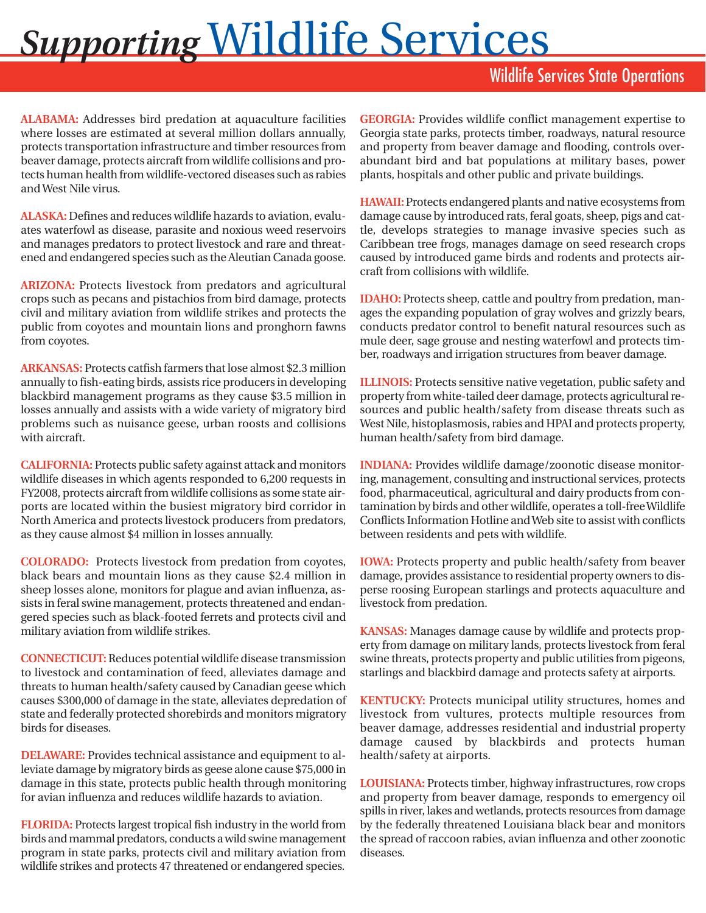# *Supporting* Wildlife Services

## Wildlife Services State Operations

**ALABAMA:** Addresses bird predation at aquaculture facilities where losses are estimated at several million dollars annually, protects transportation infrastructure and timber resources from beaver damage, protects aircraft from wildlife collisions and protects human health from wildlife-vectored diseases such as rabies and West Nile virus.

**ALASKA:** Defines and reduces wildlife hazards to aviation, evaluates waterfowl as disease, parasite and noxious weed reservoirs and manages predators to protect livestock and rare and threatened and endangered species such as the Aleutian Canada goose.

**ARIZONA:** Protects livestock from predators and agricultural crops such as pecans and pistachios from bird damage, protects civil and military aviation from wildlife strikes and protects the public from coyotes and mountain lions and pronghorn fawns from coyotes.

**ARKANSAS:** Protects catfish farmers that lose almost $2.3 million annually to fish-eating birds, assists rice producers in developing blackbird management programs as they cause $3.5 million in losses annually and assists with a wide variety of migratory bird problems such as nuisance geese, urban roosts and collisions with aircraft.

**CALIFORNIA:** Protects public safety against attack and monitors wildlife diseases in which agents responded to 6,200 requests in FY2008, protects aircraft from wildlife collisions as some state airports are located within the busiest migratory bird corridor in North America and protects livestock producers from predators, as they cause almost $4 million in losses annually.

**COLORADO:** Protects livestock from predation from coyotes, black bears and mountain lions as they cause $2.4 million in sheep losses alone, monitors for plague and avian influenza, assists in feral swine management, protects threatened and endangered species such as black-footed ferrets and protects civil and military aviation from wildlife strikes.

**CONNECTICUT:** Reduces potential wildlife disease transmission to livestock and contamination of feed, alleviates damage and threats to human health/safety caused by Canadian geese which causes $300,000 of damage in the state, alleviates depredation of state and federally protected shorebirds and monitors migratory birds for diseases.

**DELAWARE:** Provides technical assistance and equipment to alleviate damage by migratory birds as geese alone cause $75,000 in damage in this state, protects public health through monitoring for avian influenza and reduces wildlife hazards to aviation.

**FLORIDA:** Protects largest tropical fish industry in the world from birds and mammal predators, conducts a wild swine management program in state parks, protects civil and military aviation from wildlife strikes and protects 47 threatened or endangered species.

**GEORGIA:** Provides wildlife conflict management expertise to Georgia state parks, protects timber, roadways, natural resource and property from beaver damage and flooding, controls over-abundant bird and bat populations at military bases, power plants, hospitals and other public and private buildings.

**HAWAII:** Protects endangered plants and native ecosystems from damage cause by introduced rats, feral goats, sheep, pigs and cattle, develops strategies to manage invasive species such as Caribbean tree frogs, manages damage on seed research crops caused by introduced game birds and rodents and protects aircraft from collisions with wildlife.

**IDAHO:** Protects sheep, cattle and poultry from predation, manages the expanding population of gray wolves and grizzly bears, conducts predator control to benefit natural resources such as mule deer, sage grouse and nesting waterfowl and protects timber, roadways and irrigation structures from beaver damage.

**ILLINOIS:** Protects sensitive native vegetation, public safety and property from white-tailed deer damage, protects agricultural resources and public health/safety from disease threats such as West Nile, histoplasmosis, rabies and HPAI and protects property, human health/safety from bird damage.

**INDIANA:** Provides wildlife damage/zoonotic disease monitoring, management, consulting and instructional services, protects food, pharmaceutical, agricultural and dairy products from contamination by birds and other wildlife, operates a toll-free Wildlife Conflicts Information Hotline and Web site to assist with conflicts between residents and pets with wildlife.

**IOWA:** Protects property and public health/safety from beaver damage, provides assistance to residential property owners to disperse roosing European starlings and protects aquaculture and livestock from predation.

**KANSAS:** Manages damage cause by wildlife and protects property from damage on military lands, protects livestock from feral swine threats, protects property and public utilities from pigeons, starlings and blackbird damage and protects safety at airports.

**KENTUCKY:** Protects municipal utility structures, homes and livestock from vultures, protects multiple resources from beaver damage, addresses residential and industrial property damage caused by blackbirds and protects human health/safety at airports.

**LOUISIANA:** Protects timber, highway infrastructures, row crops and property from beaver damage, responds to emergency oil spills in river, lakes and wetlands, protects resources from damage by the federally threatened Louisiana black bear and monitors the spread of raccoon rabies, avian influenza and other zoonotic diseases.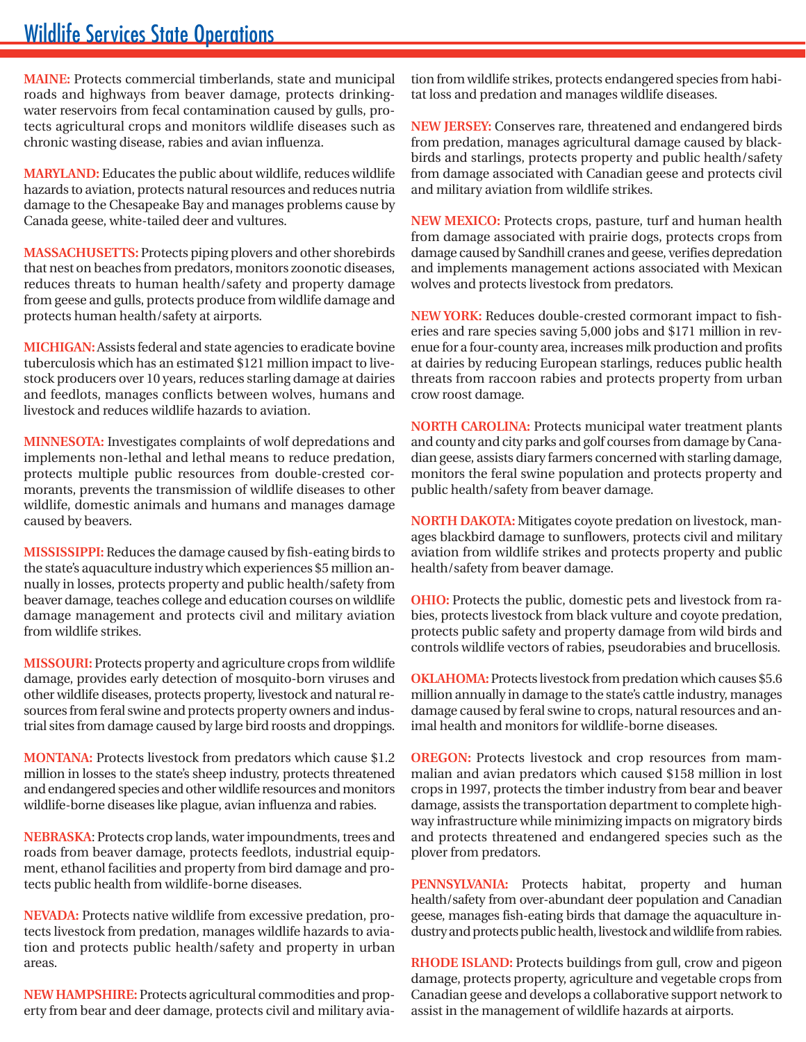# Wildlife Services State Operations

**MAINE:** Protects commercial timberlands, state and municipal roads and highways from beaver damage, protects drinking-water reservoirs from fecal contamination caused by gulls, protects agricultural crops and monitors wildlife diseases such as chronic wasting disease, rabies and avian influenza.

**MARYLAND:** Educates the public about wildlife, reduces wildlife hazards to aviation, protects natural resources and reduces nutria damage to the Chesapeake Bay and manages problems cause by Canada geese, white-tailed deer and vultures.

**MASSACHUSETTS:** Protects piping plovers and other shorebirds that nest on beaches from predators, monitors zoonotic diseases, reduces threats to human health/safety and property damage from geese and gulls, protects produce from wildlife damage and protects human health/safety at airports.

**MICHIGAN:** Assists federal and state agencies to eradicate bovine tuberculosis which has an estimated $121 million impact to livestock producers over 10 years, reduces starling damage at dairies and feedlots, manages conflicts between wolves, humans and livestock and reduces wildlife hazards to aviation.

**MINNESOTA:** Investigates complaints of wolf depredations and implements non-lethal and lethal means to reduce predation, protects multiple public resources from double-crested cormorants, prevents the transmission of wildlife diseases to other wildlife, domestic animals and humans and manages damage caused by beavers.

**MISSISSIPPI:** Reduces the damage caused by fish-eating birds to the state's aquaculture industry which experiences $5 million annually in losses, protects property and public health/safety from beaver damage, teaches college and education courses on wildlife damage management and protects civil and military aviation from wildlife strikes.

**MISSOURI:** Protects property and agriculture crops from wildlife damage, provides early detection of mosquito-born viruses and other wildlife diseases, protects property, livestock and natural resources from feral swine and protects property owners and industrial sites from damage caused by large bird roosts and droppings.

**MONTANA:** Protects livestock from predators which cause $1.2 million in losses to the state's sheep industry, protects threatened and endangered species and other wildlife resources and monitors wildlife-borne diseases like plague, avian influenza and rabies.

**NEBRASKA**: Protects crop lands, water impoundments, trees and roads from beaver damage, protects feedlots, industrial equipment, ethanol facilities and property from bird damage and protects public health from wildlife-borne diseases.

**NEVADA:** Protects native wildlife from excessive predation, protects livestock from predation, manages wildlife hazards to aviation and protects public health/safety and property in urban areas.

**NEW HAMPSHIRE:** Protects agricultural commodities and property from bear and deer damage, protects civil and military aviation from wildlife strikes, protects endangered species from habitat loss and predation and manages wildlife diseases.

**NEW JERSEY:** Conserves rare, threatened and endangered birds from predation, manages agricultural damage caused by blackbirds and starlings, protects property and public health/safety from damage associated with Canadian geese and protects civil and military aviation from wildlife strikes.

**NEW MEXICO:** Protects crops, pasture, turf and human health from damage associated with prairie dogs, protects crops from damage caused by Sandhill cranes and geese, verifies depredation and implements management actions associated with Mexican wolves and protects livestock from predators.

**NEW YORK:** Reduces double-crested cormorant impact to fisheries and rare species saving 5,000 jobs and $171 million in revenue for a four-county area, increases milk production and profits at dairies by reducing European starlings, reduces public health threats from raccoon rabies and protects property from urban crow roost damage.

**NORTH CAROLINA:** Protects municipal water treatment plants and county and city parks and golf courses from damage by Canadian geese, assists diary farmers concerned with starling damage, monitors the feral swine population and protects property and public health/safety from beaver damage.

**NORTH DAKOTA:** Mitigates coyote predation on livestock, manages blackbird damage to sunflowers, protects civil and military aviation from wildlife strikes and protects property and public health/safety from beaver damage.

**OHIO:** Protects the public, domestic pets and livestock from rabies, protects livestock from black vulture and coyote predation, protects public safety and property damage from wild birds and controls wildlife vectors of rabies, pseudorabies and brucellosis.

**OKLAHOMA:** Protects livestock from predation which causes $5.6 million annually in damage to the state's cattle industry, manages damage caused by feral swine to crops, natural resources and animal health and monitors for wildlife-borne diseases.

**OREGON:** Protects livestock and crop resources from mammalian and avian predators which caused $158 million in lost crops in 1997, protects the timber industry from bear and beaver damage, assists the transportation department to complete highway infrastructure while minimizing impacts on migratory birds and protects threatened and endangered species such as the plover from predators.

**PENNSYLVANIA:** Protects habitat, property and human health/safety from over-abundant deer population and Canadian geese, manages fish-eating birds that damage the aquaculture industry and protects public health, livestock and wildlife from rabies.

**RHODE ISLAND:** Protects buildings from gull, crow and pigeon damage, protects property, agriculture and vegetable crops from Canadian geese and develops a collaborative support network to assist in the management of wildlife hazards at airports.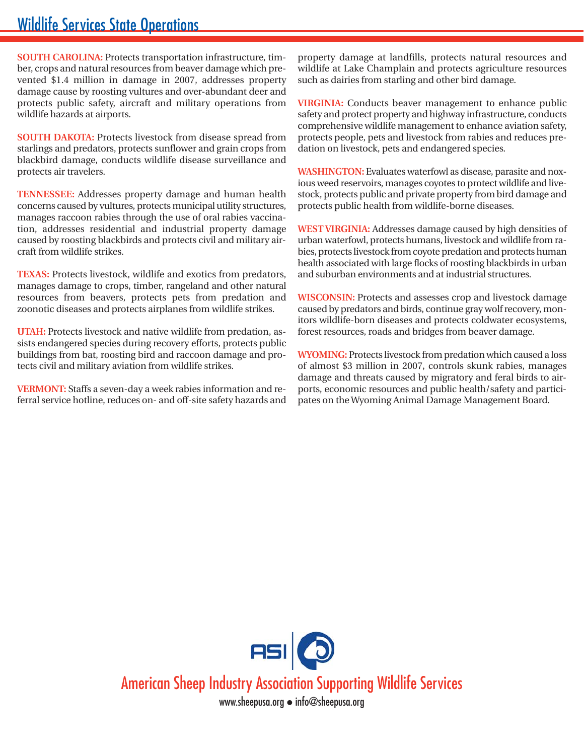# Wildlife Services State Operations

**SOUTH CAROLINA:** Protects transportation infrastructure, timber, crops and natural resources from beaver damage which prevented $1.4 million in damage in 2007, addresses property damage cause by roosting vultures and over-abundant deer and protects public safety, aircraft and military operations from wildlife hazards at airports.

**SOUTH DAKOTA:** Protects livestock from disease spread from starlings and predators, protects sunflower and grain crops from blackbird damage, conducts wildlife disease surveillance and protects air travelers.

**TENNESSEE:** Addresses property damage and human health concerns caused by vultures, protects municipal utility structures, manages raccoon rabies through the use of oral rabies vaccination, addresses residential and industrial property damage caused by roosting blackbirds and protects civil and military aircraft from wildlife strikes.

**TEXAS:** Protects livestock, wildlife and exotics from predators, manages damage to crops, timber, rangeland and other natural resources from beavers, protects pets from predation and zoonotic diseases and protects airplanes from wildlife strikes.

**UTAH:** Protects livestock and native wildlife from predation, assists endangered species during recovery efforts, protects public buildings from bat, roosting bird and raccoon damage and protects civil and military aviation from wildlife strikes.

**VERMONT:** Staffs a seven-day a week rabies information and referral service hotline, reduces on- and off-site safety hazards and property damage at landfills, protects natural resources and wildlife at Lake Champlain and protects agriculture resources such as dairies from starling and other bird damage.

**VIRGINIA:** Conducts beaver management to enhance public safety and protect property and highway infrastructure, conducts comprehensive wildlife management to enhance aviation safety, protects people, pets and livestock from rabies and reduces predation on livestock, pets and endangered species.

**WASHINGTON:** Evaluates waterfowl as disease, parasite and noxious weed reservoirs, manages coyotes to protect wildlife and livestock, protects public and private property from bird damage and protects public health from wildlife-borne diseases.

**WEST VIRGINIA:** Addresses damage caused by high densities of urban waterfowl, protects humans, livestock and wildlife from rabies, protects livestock from coyote predation and protects human health associated with large flocks of roosting blackbirds in urban and suburban environments and at industrial structures.

**WISCONSIN:** Protects and assesses crop and livestock damage caused by predators and birds, continue gray wolf recovery, monitors wildlife-born diseases and protects coldwater ecosystems, forest resources, roads and bridges from beaver damage.

**WYOMING:** Protects livestock from predation which caused a loss of almost $3 million in 2007, controls skunk rabies, manages damage and threats caused by migratory and feral birds to airports, economic resources and public health/safety and participates on the Wyoming Animal Damage Management Board.

ASI

American Sheep Industry Association Supporting Wildlife Services

www.sheepusa.org ● info@sheepusa.org